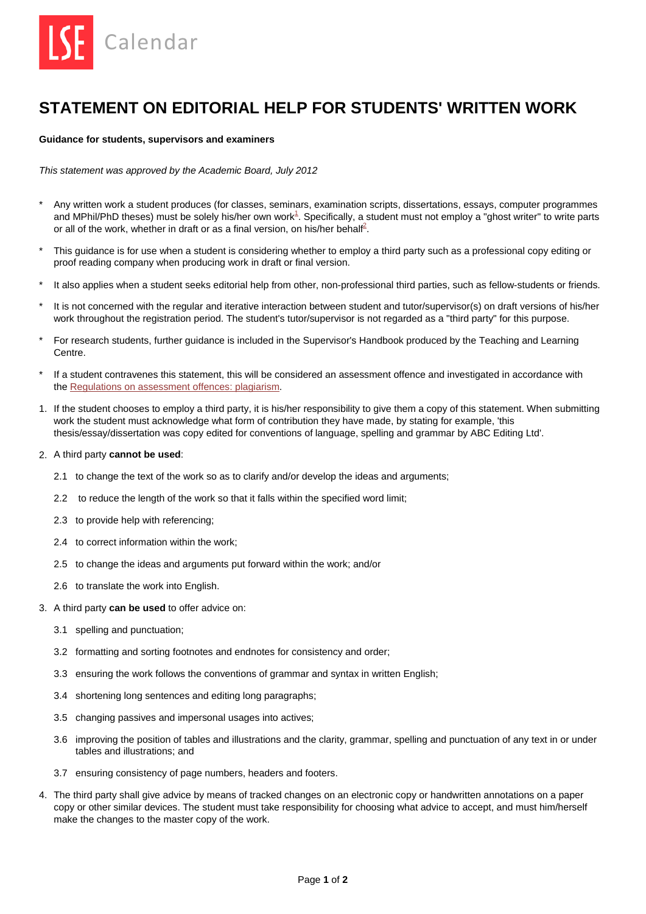# STATEMENT ON EDITORIAL HELP FOR STUDENTS' WRITTEN WORK

**Guidance for students, supervisors and examiners**

*This statement was approved by the Academic Board, July 2012*

- Any written work a student produces (for classes, seminars, examination scripts, dissertations, essays, computer programmes and MPhil/PhD theses) must be solely his/her own work[1]. Specifically, a student must not employ a "ghost writer" to write parts or all of the work, whether in draft or as a final version, on his/her behalf[2].

- This guidance is for use when a student is considering whether to employ a third party such as a professional copy editing or proof reading company when producing work in draft or final version.

- It also applies when a student seeks editorial help from other, non-professional third parties, such as fellow-students or friends.

- It is not concerned with the regular and iterative interaction between student and tutor/supervisor(s) on draft versions of his/her work throughout the registration period. The student's tutor/supervisor is not regarded as a "third party" for this purpose.

- For research students, further guidance is included in the Supervisor's Handbook produced by the Teaching and Learning Centre.

- If a student contravenes this statement, this will be considered an assessment offence and investigated in accordance with the Regulations on assessment offences: plagiarism.

1. If the student chooses to employ a third party, it is his/her responsibility to give them a copy of this statement. When submitting work the student must acknowledge what form of contribution they have made, by stating for example, 'this thesis/essay/dissertation was copy edited for conventions of language, spelling and grammar by ABC Editing Ltd'.

2. A third party **cannot be used**:

   2.1 to change the text of the work so as to clarify and/or develop the ideas and arguments;

   2.2 to reduce the length of the work so that it falls within the specified word limit;

   2.3 to provide help with referencing;

   2.4 to correct information within the work;

   2.5 to change the ideas and arguments put forward within the work; and/or

   2.6 to translate the work into English.

3. A third party **can be used** to offer advice on:

   3.1 spelling and punctuation;

   3.2 formatting and sorting footnotes and endnotes for consistency and order;

   3.3 ensuring the work follows the conventions of grammar and syntax in written English;

   3.4 shortening long sentences and editing long paragraphs;

   3.5 changing passives and impersonal usages into actives;

   3.6 improving the position of tables and illustrations and the clarity, grammar, spelling and punctuation of any text in or under tables and illustrations; and

   3.7 ensuring consistency of page numbers, headers and footers.

4. The third party shall give advice by means of tracked changes on an electronic copy or handwritten annotations on a paper copy or other similar devices. The student must take responsibility for choosing what advice to accept, and must him/herself make the changes to the master copy of the work.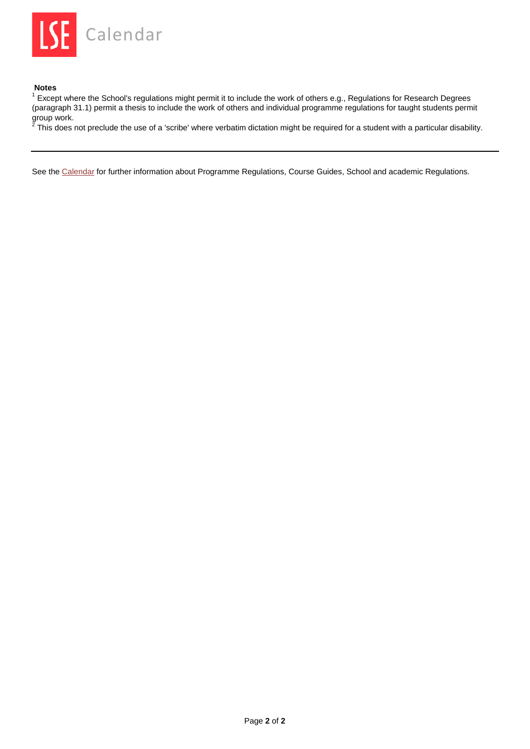**Notes**

[1] Except where the School's regulations might permit it to include the work of others e.g., Regulations for Research Degrees (paragraph 31.1) permit a thesis to include the work of others and individual programme regulations for taught students permit group work.

[2] This does not preclude the use of a 'scribe' where verbatim dictation might be required for a student with a particular disability.

---

See the Calendar for further information about Programme Regulations, Course Guides, School and academic Regulations.